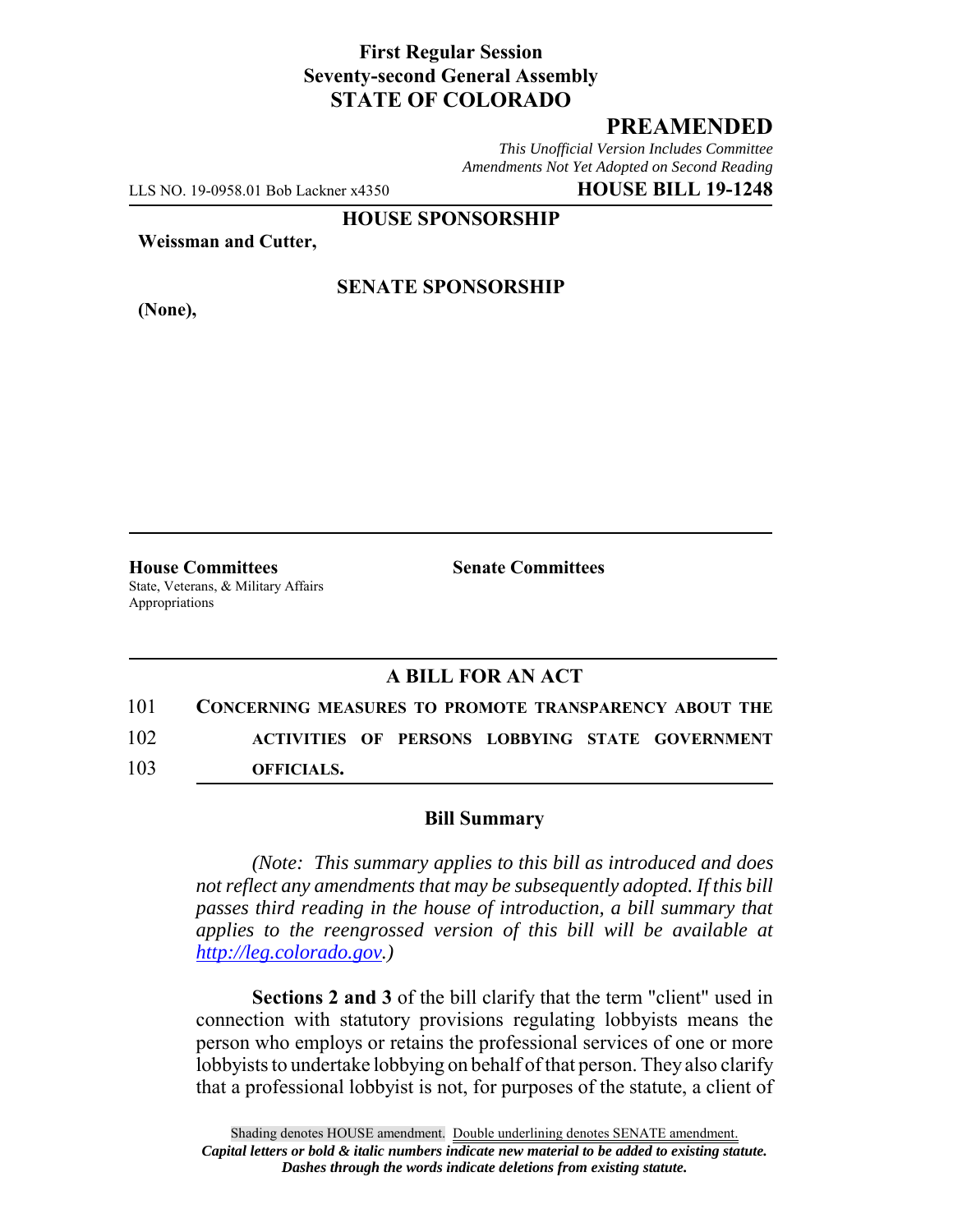**First Regular Session**
**Seventy-second General Assembly**
**STATE OF COLORADO**

## PREAMENDED

*This Unofficial Version Includes Committee Amendments Not Yet Adopted on Second Reading*

LLS NO. 19-0958.01 Bob Lackner x4350 **HOUSE BILL 19-1248**

**HOUSE SPONSORSHIP**

**Weissman and Cutter,**

**SENATE SPONSORSHIP**

**(None),**

**House Committees**
State, Veterans, & Military Affairs
Appropriations

**Senate Committees**

### A BILL FOR AN ACT

101 **CONCERNING MEASURES TO PROMOTE TRANSPARENCY ABOUT THE**
102 **ACTIVITIES OF PERSONS LOBBYING STATE GOVERNMENT**
103 **OFFICIALS.**

### Bill Summary

*(Note: This summary applies to this bill as introduced and does not reflect any amendments that may be subsequently adopted. If this bill passes third reading in the house of introduction, a bill summary that applies to the reengrossed version of this bill will be available at http://leg.colorado.gov.)*

**Sections 2 and 3** of the bill clarify that the term "client" used in connection with statutory provisions regulating lobbyists means the person who employs or retains the professional services of one or more lobbyists to undertake lobbying on behalf of that person. They also clarify that a professional lobbyist is not, for purposes of the statute, a client of

Shading denotes HOUSE amendment. Double underlining denotes SENATE amendment.
*Capital letters or bold & italic numbers indicate new material to be added to existing statute.*
*Dashes through the words indicate deletions from existing statute.*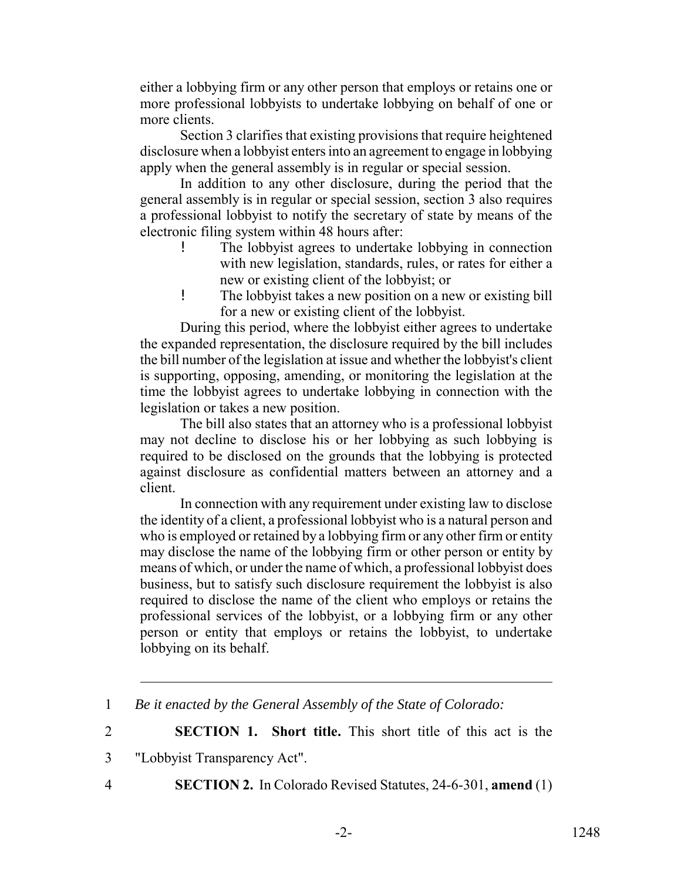either a lobbying firm or any other person that employs or retains one or more professional lobbyists to undertake lobbying on behalf of one or more clients.

Section 3 clarifies that existing provisions that require heightened disclosure when a lobbyist enters into an agreement to engage in lobbying apply when the general assembly is in regular or special session.

In addition to any other disclosure, during the period that the general assembly is in regular or special session, section 3 also requires a professional lobbyist to notify the secretary of state by means of the electronic filing system within 48 hours after:

- The lobbyist agrees to undertake lobbying in connection with new legislation, standards, rules, or rates for either a new or existing client of the lobbyist; or
- The lobbyist takes a new position on a new or existing bill for a new or existing client of the lobbyist.

During this period, where the lobbyist either agrees to undertake the expanded representation, the disclosure required by the bill includes the bill number of the legislation at issue and whether the lobbyist's client is supporting, opposing, amending, or monitoring the legislation at the time the lobbyist agrees to undertake lobbying in connection with the legislation or takes a new position.

The bill also states that an attorney who is a professional lobbyist may not decline to disclose his or her lobbying as such lobbying is required to be disclosed on the grounds that the lobbying is protected against disclosure as confidential matters between an attorney and a client.

In connection with any requirement under existing law to disclose the identity of a client, a professional lobbyist who is a natural person and who is employed or retained by a lobbying firm or any other firm or entity may disclose the name of the lobbying firm or other person or entity by means of which, or under the name of which, a professional lobbyist does business, but to satisfy such disclosure requirement the lobbyist is also required to disclose the name of the client who employs or retains the professional services of the lobbyist, or a lobbying firm or any other person or entity that employs or retains the lobbyist, to undertake lobbying on its behalf.

---

1 *Be it enacted by the General Assembly of the State of Colorado:*

2 **SECTION 1. Short title.** This short title of this act is the

3 "Lobbyist Transparency Act".

4 **SECTION 2.** In Colorado Revised Statutes, 24-6-301, **amend** (1)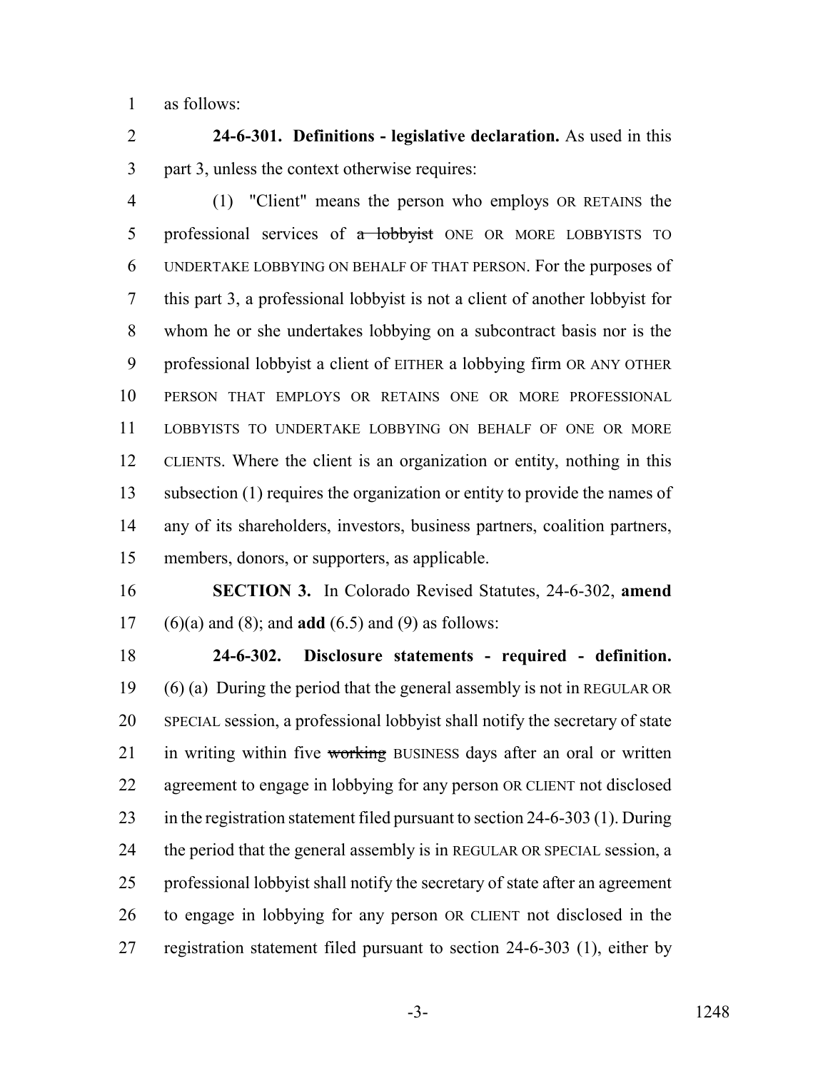as follows:

**24-6-301. Definitions - legislative declaration.** As used in this part 3, unless the context otherwise requires:

(1) "Client" means the person who employs OR RETAINS the professional services of ~~a lobbyist~~ ONE OR MORE LOBBYISTS TO UNDERTAKE LOBBYING ON BEHALF OF THAT PERSON. For the purposes of this part 3, a professional lobbyist is not a client of another lobbyist for whom he or she undertakes lobbying on a subcontract basis nor is the professional lobbyist a client of EITHER a lobbying firm OR ANY OTHER PERSON THAT EMPLOYS OR RETAINS ONE OR MORE PROFESSIONAL LOBBYISTS TO UNDERTAKE LOBBYING ON BEHALF OF ONE OR MORE CLIENTS. Where the client is an organization or entity, nothing in this subsection (1) requires the organization or entity to provide the names of any of its shareholders, investors, business partners, coalition partners, members, donors, or supporters, as applicable.

**SECTION 3.** In Colorado Revised Statutes, 24-6-302, **amend** (6)(a) and (8); and **add** (6.5) and (9) as follows:

**24-6-302. Disclosure statements - required - definition.** (6) (a) During the period that the general assembly is not in REGULAR OR SPECIAL session, a professional lobbyist shall notify the secretary of state in writing within five ~~working~~ BUSINESS days after an oral or written agreement to engage in lobbying for any person OR CLIENT not disclosed in the registration statement filed pursuant to section 24-6-303 (1). During the period that the general assembly is in REGULAR OR SPECIAL session, a professional lobbyist shall notify the secretary of state after an agreement to engage in lobbying for any person OR CLIENT not disclosed in the registration statement filed pursuant to section 24-6-303 (1), either by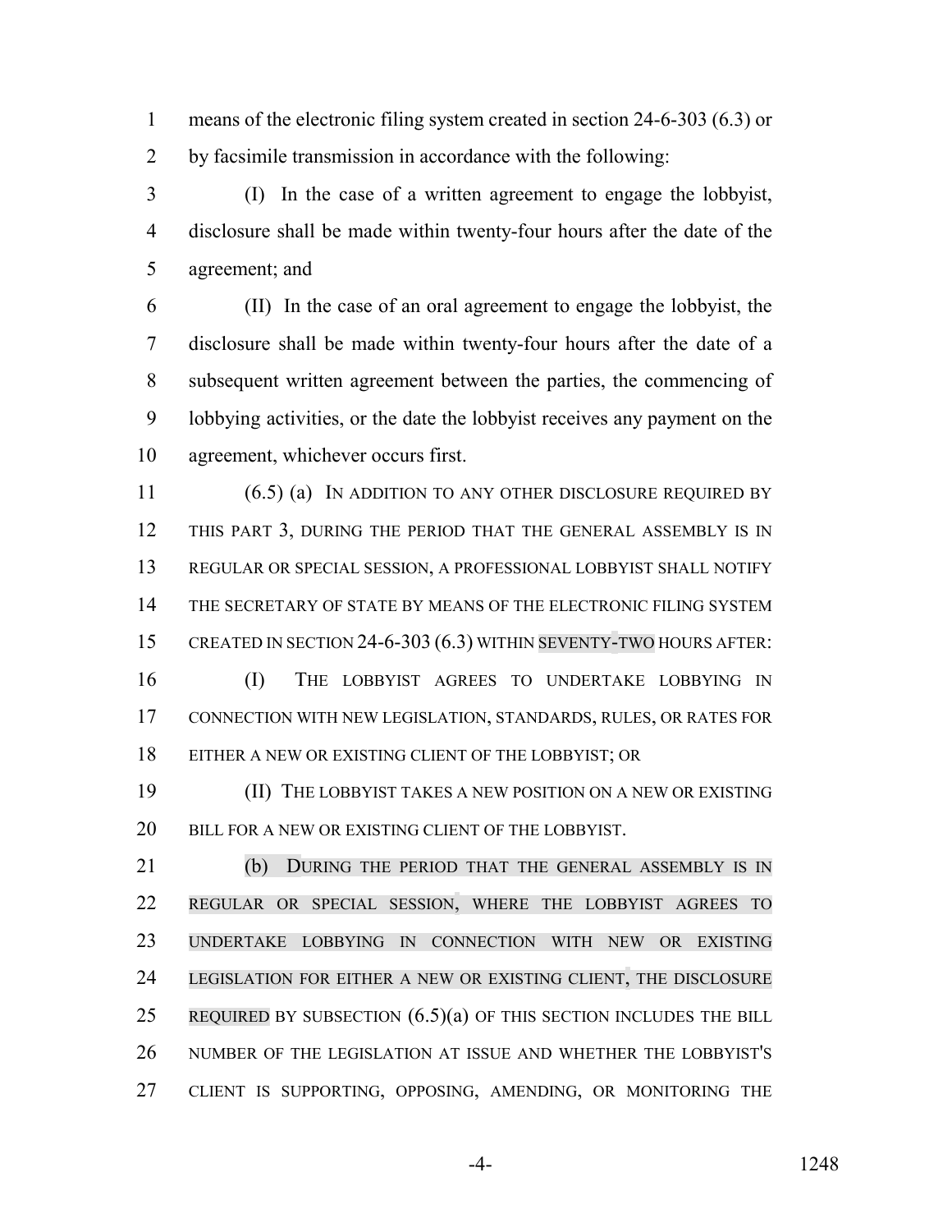means of the electronic filing system created in section 24-6-303 (6.3) or by facsimile transmission in accordance with the following:

(I) In the case of a written agreement to engage the lobbyist, disclosure shall be made within twenty-four hours after the date of the agreement; and

(II) In the case of an oral agreement to engage the lobbyist, the disclosure shall be made within twenty-four hours after the date of a subsequent written agreement between the parties, the commencing of lobbying activities, or the date the lobbyist receives any payment on the agreement, whichever occurs first.

(6.5) (a) IN ADDITION TO ANY OTHER DISCLOSURE REQUIRED BY THIS PART 3, DURING THE PERIOD THAT THE GENERAL ASSEMBLY IS IN REGULAR OR SPECIAL SESSION, A PROFESSIONAL LOBBYIST SHALL NOTIFY THE SECRETARY OF STATE BY MEANS OF THE ELECTRONIC FILING SYSTEM CREATED IN SECTION 24-6-303 (6.3) WITHIN SEVENTY-TWO HOURS AFTER:

(I) THE LOBBYIST AGREES TO UNDERTAKE LOBBYING IN CONNECTION WITH NEW LEGISLATION, STANDARDS, RULES, OR RATES FOR EITHER A NEW OR EXISTING CLIENT OF THE LOBBYIST; OR

(II) THE LOBBYIST TAKES A NEW POSITION ON A NEW OR EXISTING BILL FOR A NEW OR EXISTING CLIENT OF THE LOBBYIST.

(b) DURING THE PERIOD THAT THE GENERAL ASSEMBLY IS IN REGULAR OR SPECIAL SESSION, WHERE THE LOBBYIST AGREES TO UNDERTAKE LOBBYING IN CONNECTION WITH NEW OR EXISTING LEGISLATION FOR EITHER A NEW OR EXISTING CLIENT, THE DISCLOSURE REQUIRED BY SUBSECTION (6.5)(a) OF THIS SECTION INCLUDES THE BILL NUMBER OF THE LEGISLATION AT ISSUE AND WHETHER THE LOBBYIST'S CLIENT IS SUPPORTING, OPPOSING, AMENDING, OR MONITORING THE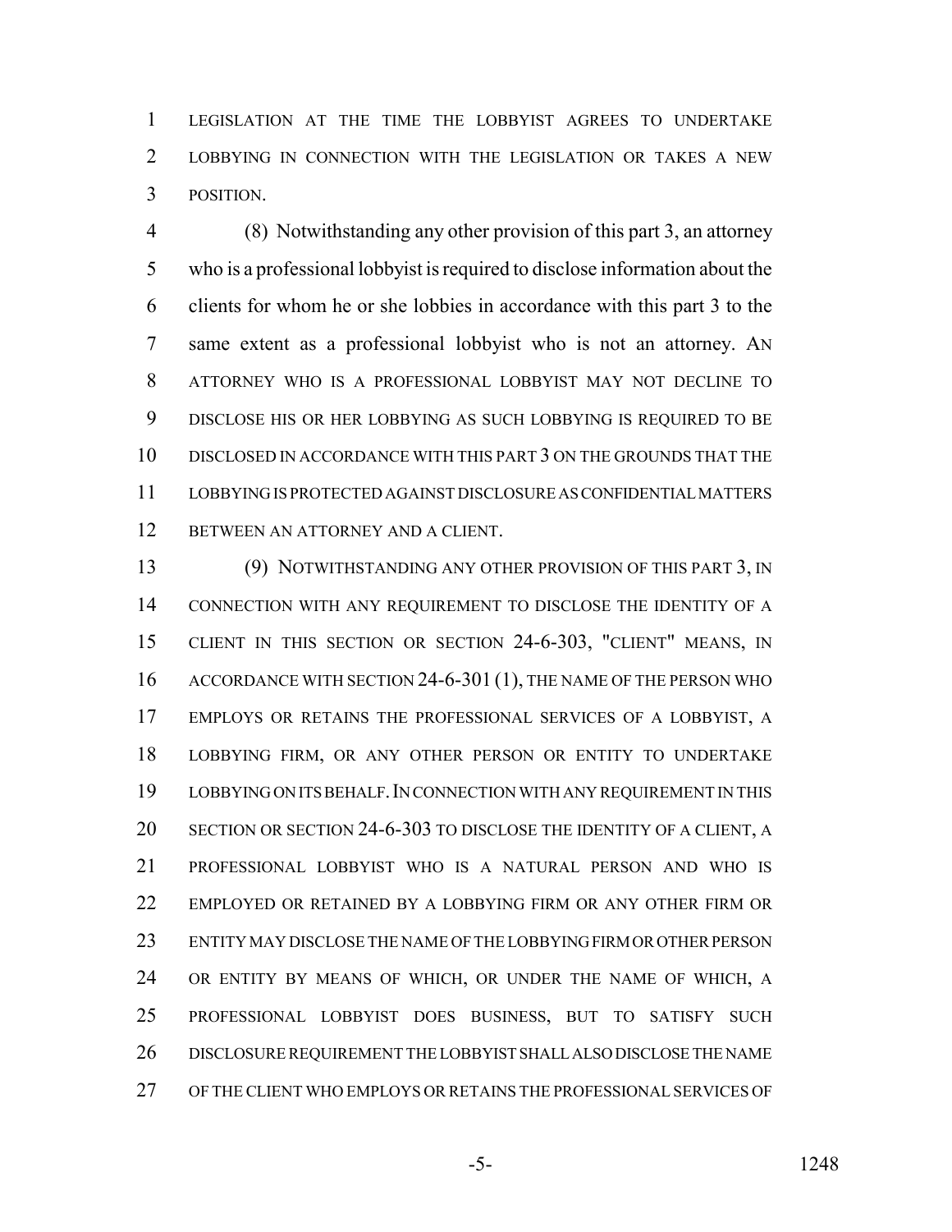LEGISLATION AT THE TIME THE LOBBYIST AGREES TO UNDERTAKE LOBBYING IN CONNECTION WITH THE LEGISLATION OR TAKES A NEW POSITION.

(8) Notwithstanding any other provision of this part 3, an attorney who is a professional lobbyist is required to disclose information about the clients for whom he or she lobbies in accordance with this part 3 to the same extent as a professional lobbyist who is not an attorney. AN ATTORNEY WHO IS A PROFESSIONAL LOBBYIST MAY NOT DECLINE TO DISCLOSE HIS OR HER LOBBYING AS SUCH LOBBYING IS REQUIRED TO BE DISCLOSED IN ACCORDANCE WITH THIS PART 3 ON THE GROUNDS THAT THE LOBBYING IS PROTECTED AGAINST DISCLOSURE AS CONFIDENTIAL MATTERS BETWEEN AN ATTORNEY AND A CLIENT.

(9) NOTWITHSTANDING ANY OTHER PROVISION OF THIS PART 3, IN CONNECTION WITH ANY REQUIREMENT TO DISCLOSE THE IDENTITY OF A CLIENT IN THIS SECTION OR SECTION 24-6-303, "CLIENT" MEANS, IN ACCORDANCE WITH SECTION 24-6-301 (1), THE NAME OF THE PERSON WHO EMPLOYS OR RETAINS THE PROFESSIONAL SERVICES OF A LOBBYIST, A LOBBYING FIRM, OR ANY OTHER PERSON OR ENTITY TO UNDERTAKE LOBBYING ON ITS BEHALF. IN CONNECTION WITH ANY REQUIREMENT IN THIS SECTION OR SECTION 24-6-303 TO DISCLOSE THE IDENTITY OF A CLIENT, A PROFESSIONAL LOBBYIST WHO IS A NATURAL PERSON AND WHO IS EMPLOYED OR RETAINED BY A LOBBYING FIRM OR ANY OTHER FIRM OR ENTITY MAY DISCLOSE THE NAME OF THE LOBBYING FIRM OR OTHER PERSON OR ENTITY BY MEANS OF WHICH, OR UNDER THE NAME OF WHICH, A PROFESSIONAL LOBBYIST DOES BUSINESS, BUT TO SATISFY SUCH DISCLOSURE REQUIREMENT THE LOBBYIST SHALL ALSO DISCLOSE THE NAME OF THE CLIENT WHO EMPLOYS OR RETAINS THE PROFESSIONAL SERVICES OF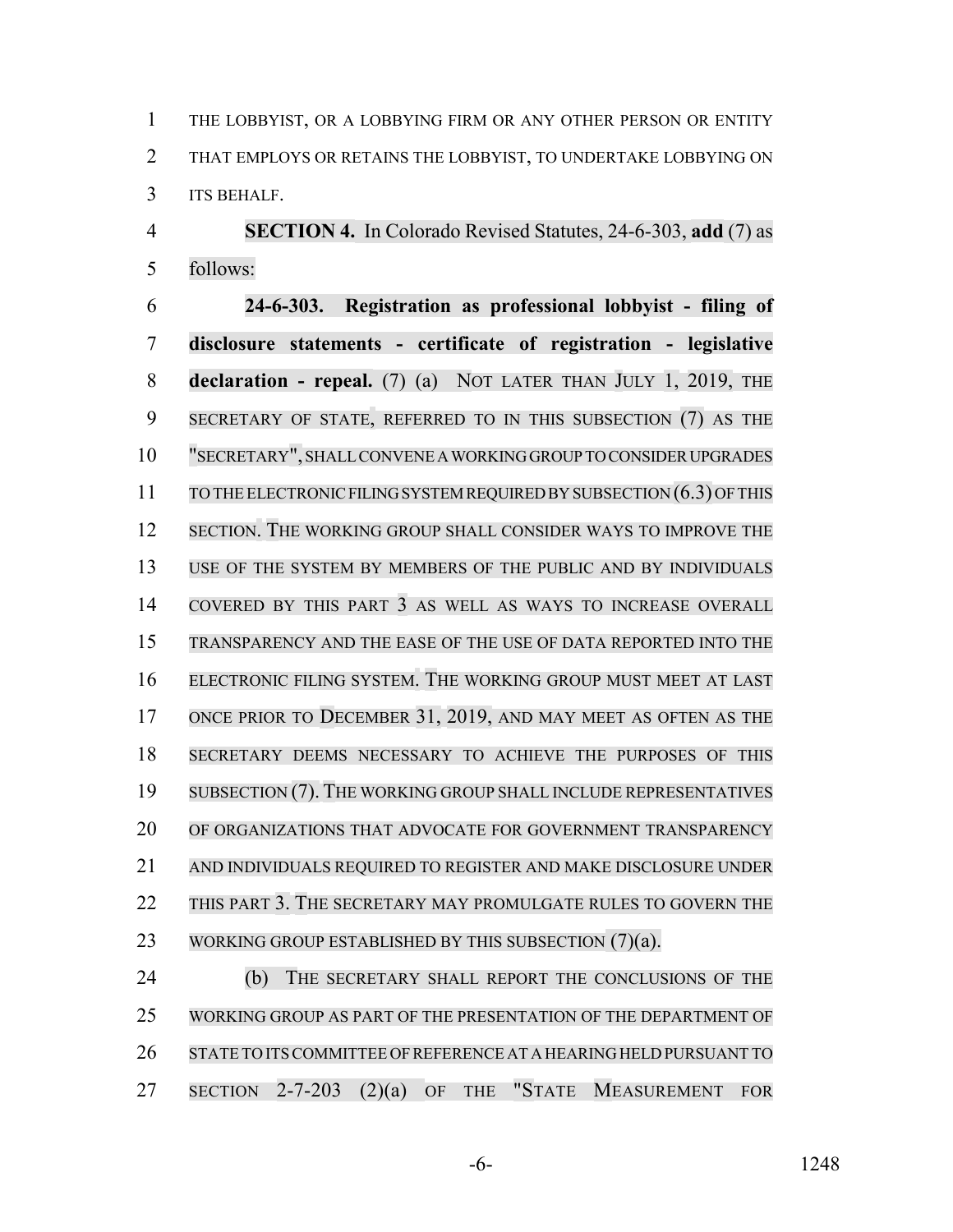THE LOBBYIST, OR A LOBBYING FIRM OR ANY OTHER PERSON OR ENTITY THAT EMPLOYS OR RETAINS THE LOBBYIST, TO UNDERTAKE LOBBYING ON ITS BEHALF.

**SECTION 4.** In Colorado Revised Statutes, 24-6-303, **add** (7) as follows:

**24-6-303. Registration as professional lobbyist - filing of disclosure statements - certificate of registration - legislative declaration - repeal.** (7) (a) NOT LATER THAN JULY 1, 2019, THE SECRETARY OF STATE, REFERRED TO IN THIS SUBSECTION (7) AS THE "SECRETARY", SHALL CONVENE A WORKING GROUP TO CONSIDER UPGRADES TO THE ELECTRONIC FILING SYSTEM REQUIRED BY SUBSECTION (6.3) OF THIS SECTION. THE WORKING GROUP SHALL CONSIDER WAYS TO IMPROVE THE USE OF THE SYSTEM BY MEMBERS OF THE PUBLIC AND BY INDIVIDUALS COVERED BY THIS PART 3 AS WELL AS WAYS TO INCREASE OVERALL TRANSPARENCY AND THE EASE OF THE USE OF DATA REPORTED INTO THE ELECTRONIC FILING SYSTEM. THE WORKING GROUP MUST MEET AT LAST ONCE PRIOR TO DECEMBER 31, 2019, AND MAY MEET AS OFTEN AS THE SECRETARY DEEMS NECESSARY TO ACHIEVE THE PURPOSES OF THIS SUBSECTION (7). THE WORKING GROUP SHALL INCLUDE REPRESENTATIVES OF ORGANIZATIONS THAT ADVOCATE FOR GOVERNMENT TRANSPARENCY AND INDIVIDUALS REQUIRED TO REGISTER AND MAKE DISCLOSURE UNDER THIS PART 3. THE SECRETARY MAY PROMULGATE RULES TO GOVERN THE WORKING GROUP ESTABLISHED BY THIS SUBSECTION (7)(a).

(b) THE SECRETARY SHALL REPORT THE CONCLUSIONS OF THE WORKING GROUP AS PART OF THE PRESENTATION OF THE DEPARTMENT OF STATE TO ITS COMMITTEE OF REFERENCE AT A HEARING HELD PURSUANT TO SECTION 2-7-203 (2)(a) OF THE "STATE MEASUREMENT FOR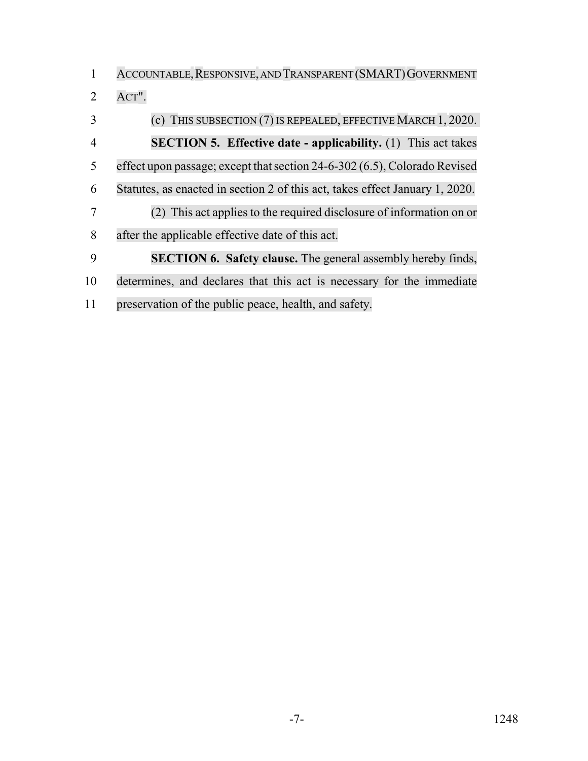ACCOUNTABLE, RESPONSIVE, AND TRANSPARENT (SMART) GOVERNMENT ACT".

(c) THIS SUBSECTION (7) IS REPEALED, EFFECTIVE MARCH 1, 2020.

**SECTION 5. Effective date - applicability.** (1) This act takes effect upon passage; except that section 24-6-302 (6.5), Colorado Revised Statutes, as enacted in section 2 of this act, takes effect January 1, 2020.

(2) This act applies to the required disclosure of information on or after the applicable effective date of this act.

**SECTION 6. Safety clause.** The general assembly hereby finds, determines, and declares that this act is necessary for the immediate preservation of the public peace, health, and safety.